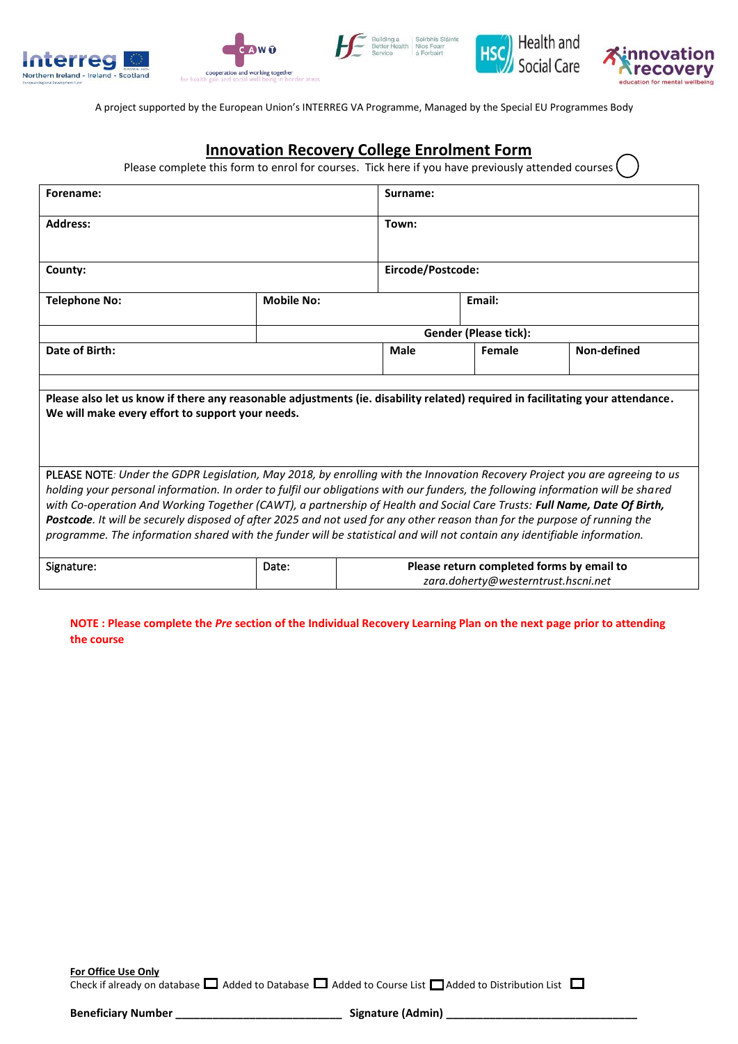A project supported by the European Union's INTERREG VA Programme, Managed by the Special EU Programmes Body

# Innovation Recovery College Enrolment Form

Please complete this form to enrol for courses. Tick here if you have previously attended courses ◯

| **Forename:** | | | **Surname:** | | |
|---|---|---|---|---|---|
| **Address:** | | | **Town:** | | |
| **County:** | | | **Eircode/Postcode:** | | |
| **Telephone No:** | **Mobile No:** | | | **Email:** | |
| | **Gender (Please tick):** | | | | |
| **Date of Birth:** | | | **Male** | **Female** | **Non-defined** |

**Please also let us know if there any reasonable adjustments (ie. disability related) required in facilitating your attendance. We will make every effort to support your needs.**

PLEASE NOTE: *Under the GDPR Legislation, May 2018, by enrolling with the Innovation Recovery Project you are agreeing to us holding your personal information. In order to fulfil our obligations with our funders, the following information will be shared with Co-operation And Working Together (CAWT), a partnership of Health and Social Care Trusts:* ***Full Name, Date Of Birth, Postcode****. It will be securely disposed of after 2025 and not used for any other reason than for the purpose of running the programme. The information shared with the funder will be statistical and will not contain any identifiable information.*

| Signature: | Date: | **Please return completed forms by email to** *zara.doherty@westerntrust.hscni.net* |
|---|---|---|

**NOTE : Please complete the *Pre* section of the Individual Recovery Learning Plan on the next page prior to attending the course**

**For Office Use Only**

Check if already on database ☐ Added to Database ☐ Added to Course List ☐ Added to Distribution List ☐

**Beneficiary Number** ____________________________ **Signature (Admin)** ________________________________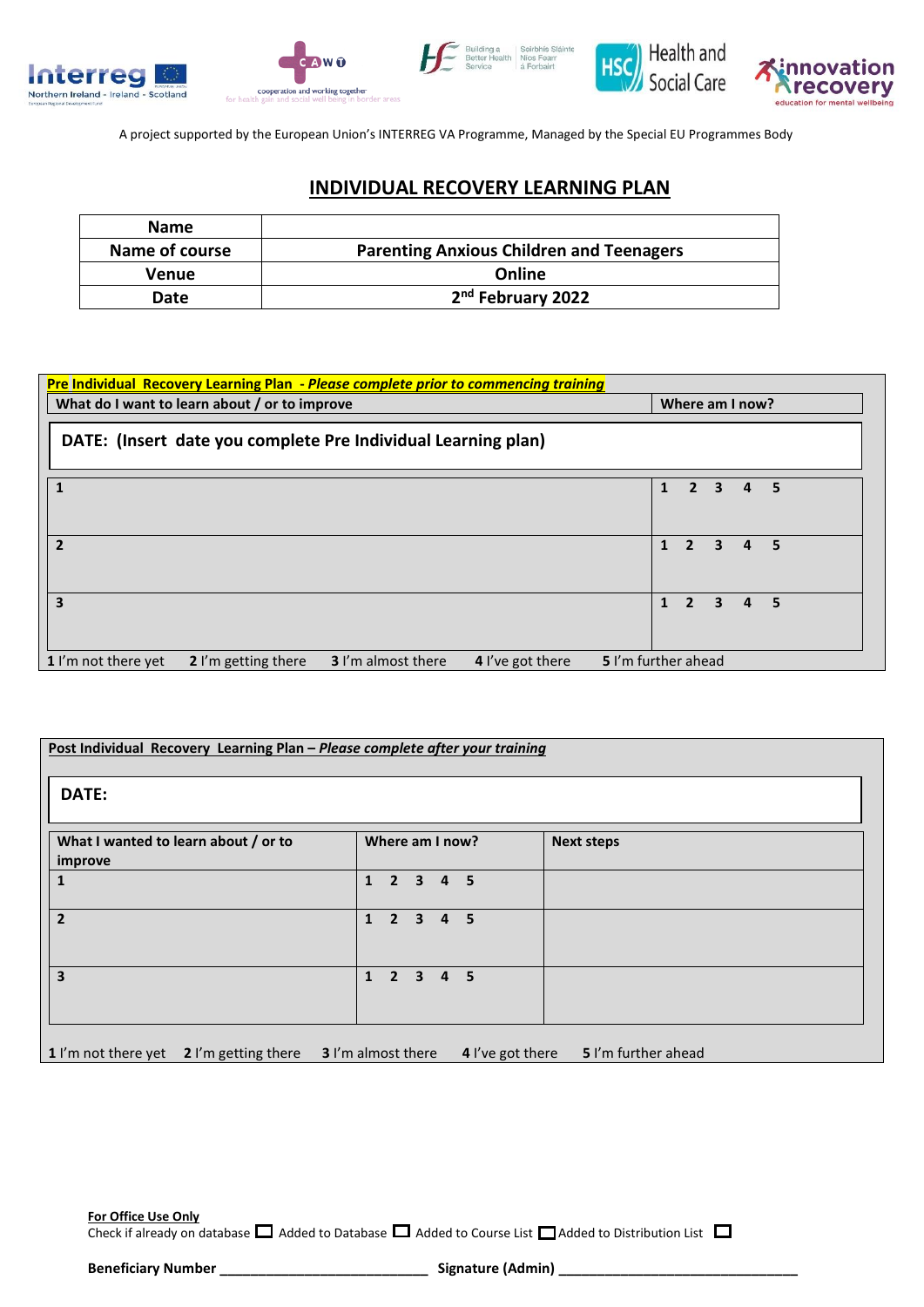A project supported by the European Union's INTERREG VA Programme, Managed by the Special EU Programmes Body

# INDIVIDUAL RECOVERY LEARNING PLAN

| | |
|---|---|
| **Name** | |
| **Name of course** | **Parenting Anxious Children and Teenagers** |
| **Venue** | **Online** |
| **Date** | **2nd February 2022** |

**Pre Individual Recovery Learning Plan** - ***Please complete prior to commencing training***

| What do I want to learn about / or to improve | Where am I now? |
|---|---|
| **DATE: (Insert date you complete Pre Individual Learning plan)** | |
| **1** | **1 2 3 4 5** |
| **2** | **1 2 3 4 5** |
| **3** | **1 2 3 4 5** |

**1** I'm not there yet **2** I'm getting there **3** I'm almost there **4** I've got there **5** I'm further ahead

**Post Individual Recovery Learning Plan** – ***Please complete after your training***

**DATE:**

| What I wanted to learn about / or to improve | Where am I now? | Next steps |
|---|---|---|
| **1** | **1 2 3 4 5** | |
| **2** | **1 2 3 4 5** | |
| **3** | **1 2 3 4 5** | |

**1** I'm not there yet **2** I'm getting there **3** I'm almost there **4** I've got there **5** I'm further ahead

**For Office Use Only**

Check if already on database ☐ Added to Database ☐ Added to Course List ☐ Added to Distribution List ☐

**Beneficiary Number** ___________________________ **Signature (Admin)** _______________________________